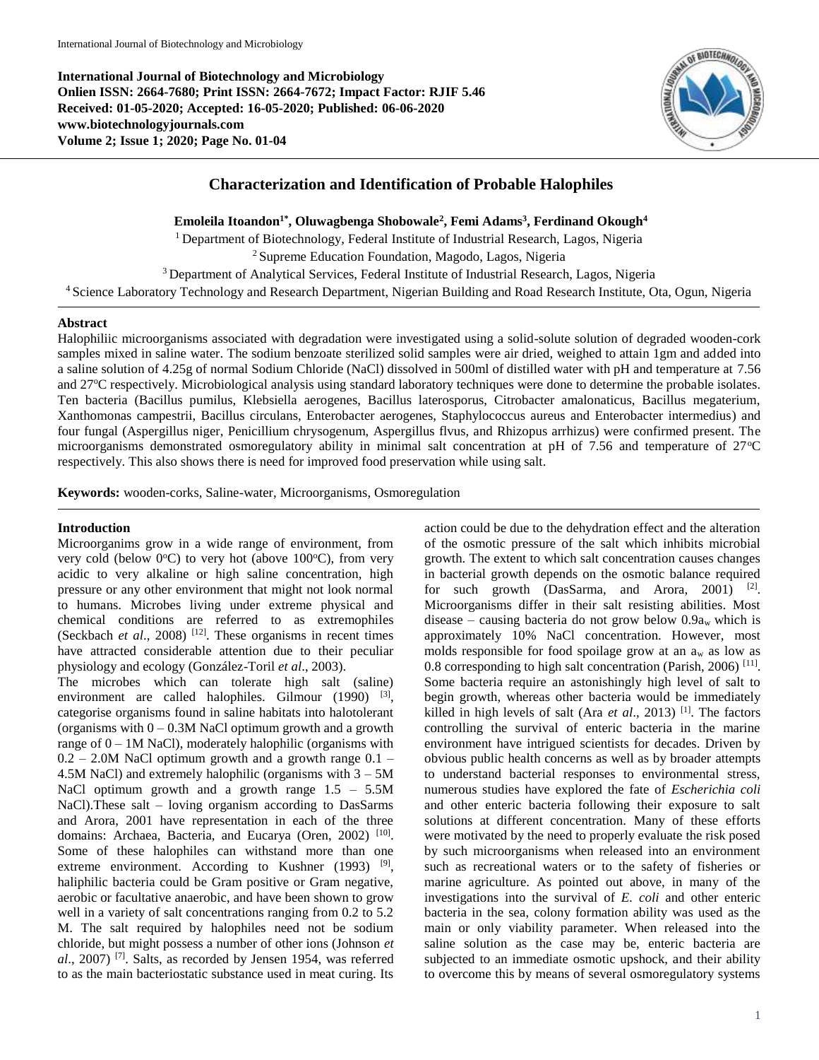**International Journal of Biotechnology and Microbiology**
**Onlien ISSN: 2664-7680; Print ISSN: 2664-7672; Impact Factor: RJIF 5.46**
**Received: 01-05-2020; Accepted: 16-05-2020; Published: 06-06-2020**
**www.biotechnologyjournals.com**
**Volume 2; Issue 1; 2020; Page No. 01-04**

# Characterization and Identification of Probable Halophiles

**Emoleila Itoandon[1*], Oluwagbenga Shobowale[2], Femi Adams[3], Ferdinand Okough[4]**

[1] Department of Biotechnology, Federal Institute of Industrial Research, Lagos, Nigeria
[2] Supreme Education Foundation, Magodo, Lagos, Nigeria
[3] Department of Analytical Services, Federal Institute of Industrial Research, Lagos, Nigeria
[4] Science Laboratory Technology and Research Department, Nigerian Building and Road Research Institute, Ota, Ogun, Nigeria

## Abstract

Halophiliic microorganisms associated with degradation were investigated using a solid-solute solution of degraded wooden-cork samples mixed in saline water. The sodium benzoate sterilized solid samples were air dried, weighed to attain 1gm and added into a saline solution of 4.25g of normal Sodium Chloride (NaCl) dissolved in 500ml of distilled water with pH and temperature at 7.56 and 27°C respectively. Microbiological analysis using standard laboratory techniques were done to determine the probable isolates. Ten bacteria (Bacillus pumilus, Klebsiella aerogenes, Bacillus laterosporus, Citrobacter amalonaticus, Bacillus megaterium, Xanthomonas campestrii, Bacillus circulans, Enterobacter aerogenes, Staphylococcus aureus and Enterobacter intermedius) and four fungal (Aspergillus niger, Penicillium chrysogenum, Aspergillus flvus, and Rhizopus arrhizus) were confirmed present. The microorganisms demonstrated osmoregulatory ability in minimal salt concentration at pH of 7.56 and temperature of 27°C respectively. This also shows there is need for improved food preservation while using salt.

**Keywords:** wooden-corks, Saline-water, Microorganisms, Osmoregulation

## Introduction

Microorganims grow in a wide range of environment, from very cold (below 0°C) to very hot (above 100°C), from very acidic to very alkaline or high saline concentration, high pressure or any other environment that might not look normal to humans. Microbes living under extreme physical and chemical conditions are referred to as extremophiles (Seckbach *et al*., 2008) [12]. These organisms in recent times have attracted considerable attention due to their peculiar physiology and ecology (González-Toril *et al*., 2003).

The microbes which can tolerate high salt (saline) environment are called halophiles. Gilmour (1990) [3], categorise organisms found in saline habitats into halotolerant (organisms with 0 – 0.3M NaCl optimum growth and a growth range of 0 – 1M NaCl), moderately halophilic (organisms with 0.2 – 2.0M NaCl optimum growth and a growth range 0.1 – 4.5M NaCl) and extremely halophilic (organisms with 3 – 5M NaCl optimum growth and a growth range 1.5 – 5.5M NaCl).These salt – loving organism according to DasSarms and Arora, 2001 have representation in each of the three domains: Archaea, Bacteria, and Eucarya (Oren, 2002) [10]. Some of these halophiles can withstand more than one extreme environment. According to Kushner (1993) [9], haliphilic bacteria could be Gram positive or Gram negative, aerobic or facultative anaerobic, and have been shown to grow well in a variety of salt concentrations ranging from 0.2 to 5.2 M. The salt required by halophiles need not be sodium chloride, but might possess a number of other ions (Johnson *et al*., 2007) [7]. Salts, as recorded by Jensen 1954, was referred to as the main bacteriostatic substance used in meat curing. Its action could be due to the dehydration effect and the alteration of the osmotic pressure of the salt which inhibits microbial growth. The extent to which salt concentration causes changes in bacterial growth depends on the osmotic balance required for such growth (DasSarma, and Arora, 2001) [2]. Microorganisms differ in their salt resisting abilities. Most disease – causing bacteria do not grow below 0.9$a_w$ which is approximately 10% NaCl concentration. However, most molds responsible for food spoilage grow at an $a_w$ as low as 0.8 corresponding to high salt concentration (Parish, 2006) [11]. Some bacteria require an astonishingly high level of salt to begin growth, whereas other bacteria would be immediately killed in high levels of salt (Ara *et al*., 2013) [1]. The factors controlling the survival of enteric bacteria in the marine environment have intrigued scientists for decades. Driven by obvious public health concerns as well as by broader attempts to understand bacterial responses to environmental stress, numerous studies have explored the fate of *Escherichia coli* and other enteric bacteria following their exposure to salt solutions at different concentration. Many of these efforts were motivated by the need to properly evaluate the risk posed by such microorganisms when released into an environment such as recreational waters or to the safety of fisheries or marine agriculture. As pointed out above, in many of the investigations into the survival of *E. coli* and other enteric bacteria in the sea, colony formation ability was used as the main or only viability parameter. When released into the saline solution as the case may be, enteric bacteria are subjected to an immediate osmotic upshock, and their ability to overcome this by means of several osmoregulatory systems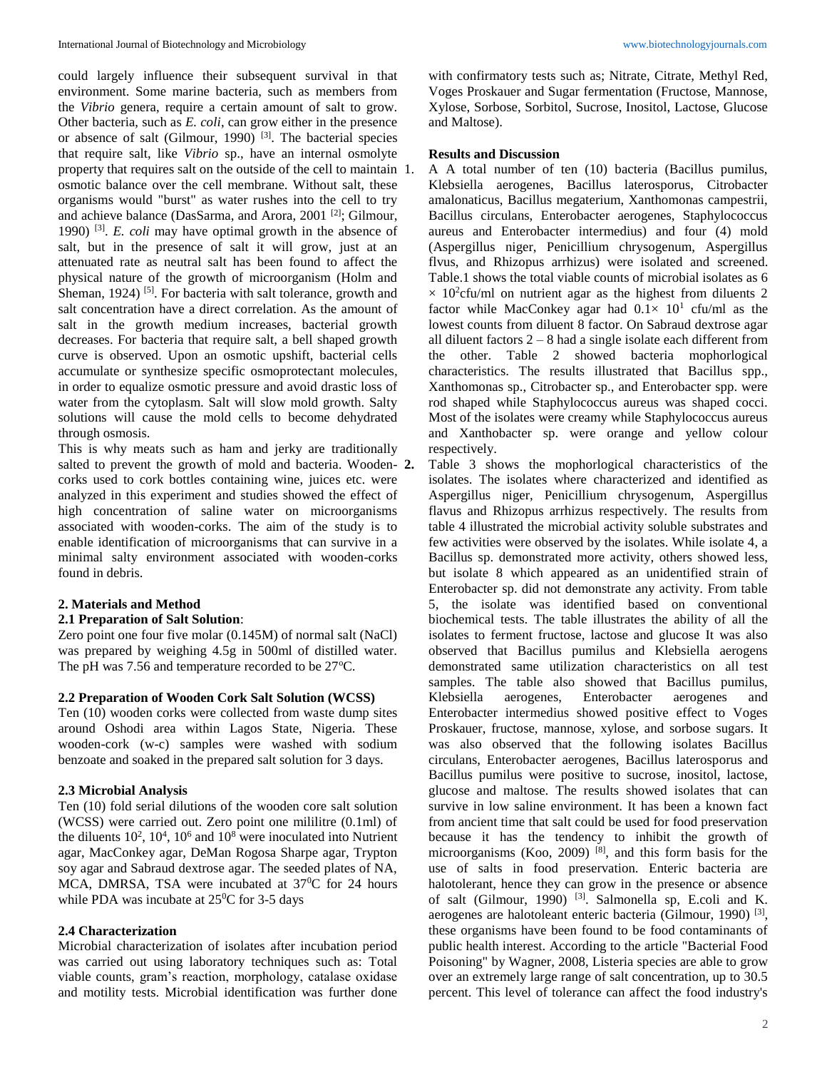could largely influence their subsequent survival in that environment. Some marine bacteria, such as members from the *Vibrio* genera, require a certain amount of salt to grow. Other bacteria, such as *E. coli*, can grow either in the presence or absence of salt (Gilmour, 1990) [3]. The bacterial species that require salt, like *Vibrio* sp., have an internal osmolyte property that requires salt on the outside of the cell to maintain osmotic balance over the cell membrane. Without salt, these organisms would "burst" as water rushes into the cell to try and achieve balance (DasSarma, and Arora, 2001 [2]; Gilmour, 1990) [3]. *E. coli* may have optimal growth in the absence of salt, but in the presence of salt it will grow, just at an attenuated rate as neutral salt has been found to affect the physical nature of the growth of microorganism (Holm and Sheman, 1924) [5]. For bacteria with salt tolerance, growth and salt concentration have a direct correlation. As the amount of salt in the growth medium increases, bacterial growth decreases. For bacteria that require salt, a bell shaped growth curve is observed. Upon an osmotic upshift, bacterial cells accumulate or synthesize specific osmoprotectant molecules, in order to equalize osmotic pressure and avoid drastic loss of water from the cytoplasm. Salt will slow mold growth. Salty solutions will cause the mold cells to become dehydrated through osmosis.

This is why meats such as ham and jerky are traditionally salted to prevent the growth of mold and bacteria. Wooden-corks used to cork bottles containing wine, juices etc. were analyzed in this experiment and studies showed the effect of high concentration of saline water on microorganisms associated with wooden-corks. The aim of the study is to enable identification of microorganisms that can survive in a minimal salty environment associated with wooden-corks found in debris.

## 2. Materials and Method

### 2.1 Preparation of Salt Solution:

Zero point one four five molar (0.145M) of normal salt (NaCl) was prepared by weighing 4.5g in 500ml of distilled water. The pH was 7.56 and temperature recorded to be 27$^{o}$C.

### 2.2 Preparation of Wooden Cork Salt Solution (WCSS)

Ten (10) wooden corks were collected from waste dump sites around Oshodi area within Lagos State, Nigeria. These wooden-cork (w-c) samples were washed with sodium benzoate and soaked in the prepared salt solution for 3 days.

### 2.3 Microbial Analysis

Ten (10) fold serial dilutions of the wooden core salt solution (WCSS) were carried out. Zero point one mililitre (0.1ml) of the diluents $10^2$, $10^4$, $10^6$ and $10^8$ were inoculated into Nutrient agar, MacConkey agar, DeMan Rogosa Sharpe agar, Trypton soy agar and Sabraud dextrose agar. The seeded plates of NA, MCA, DMRSA, TSA were incubated at 37$^0$C for 24 hours while PDA was incubate at 25$^0$C for 3-5 days

### 2.4 Characterization

Microbial characterization of isolates after incubation period was carried out using laboratory techniques such as: Total viable counts, gram's reaction, morphology, catalase oxidase and motility tests. Microbial identification was further done with confirmatory tests such as; Nitrate, Citrate, Methyl Red, Voges Proskauer and Sugar fermentation (Fructose, Mannose, Xylose, Sorbose, Sorbitol, Sucrose, Inositol, Lactose, Glucose and Maltose).

## Results and Discussion

1. A A total number of ten (10) bacteria (Bacillus pumilus, Klebsiella aerogenes, Bacillus laterosporus, Citrobacter amalonaticus, Bacillus megaterium, Xanthomonas campestrii, Bacillus circulans, Enterobacter aerogenes, Staphylococcus aureus and Enterobacter intermedius) and four (4) mold (Aspergillus niger, Penicillium chrysogenum, Aspergillus flvus, and Rhizopus arrhizus) were isolated and screened. Table.1 shows the total viable counts of microbial isolates as 6 $\times$ $10^2$cfu/ml on nutrient agar as the highest from diluents 2 factor while MacConkey agar had $0.1\times 10^1$ cfu/ml as the lowest counts from diluent 8 factor. On Sabraud dextrose agar all diluent factors 2 – 8 had a single isolate each different from the other. Table 2 showed bacteria mophorlogical characteristics. The results illustrated that Bacillus spp., Xanthomonas sp., Citrobacter sp., and Enterobacter spp. were rod shaped while Staphylococcus aureus was shaped cocci. Most of the isolates were creamy while Staphylococcus aureus and Xanthobacter sp. were orange and yellow colour respectively.
2. Table 3 shows the mophorlogical characteristics of the isolates. The isolates where characterized and identified as Aspergillus niger, Penicillium chrysogenum, Aspergillus flavus and Rhizopus arrhizus respectively. The results from table 4 illustrated the microbial activity soluble substrates and few activities were observed by the isolates. While isolate 4, a Bacillus sp. demonstrated more activity, others showed less, but isolate 8 which appeared as an unidentified strain of Enterobacter sp. did not demonstrate any activity. From table 5, the isolate was identified based on conventional biochemical tests. The table illustrates the ability of all the isolates to ferment fructose, lactose and glucose It was also observed that Bacillus pumilus and Klebsiella aerogens demonstrated same utilization characteristics on all test samples. The table also showed that Bacillus pumilus, Klebsiella aerogenes, Enterobacter aerogenes and Enterobacter intermedius showed positive effect to Voges Proskauer, fructose, mannose, xylose, and sorbose sugars. It was also observed that the following isolates Bacillus circulans, Enterobacter aerogenes, Bacillus laterosporus and Bacillus pumilus were positive to sucrose, inositol, lactose, glucose and maltose. The results showed isolates that can survive in low saline environment. It has been a known fact from ancient time that salt could be used for food preservation because it has the tendency to inhibit the growth of microorganisms (Koo, 2009) [8], and this form basis for the use of salts in food preservation. Enteric bacteria are halotolerant, hence they can grow in the presence or absence of salt (Gilmour, 1990) [3]. Salmonella sp, E.coli and K. aerogenes are halotoleant enteric bacteria (Gilmour, 1990) [3], these organisms have been found to be food contaminants of public health interest. According to the article "Bacterial Food Poisoning" by Wagner, 2008, Listeria species are able to grow over an extremely large range of salt concentration, up to 30.5 percent. This level of tolerance can affect the food industry's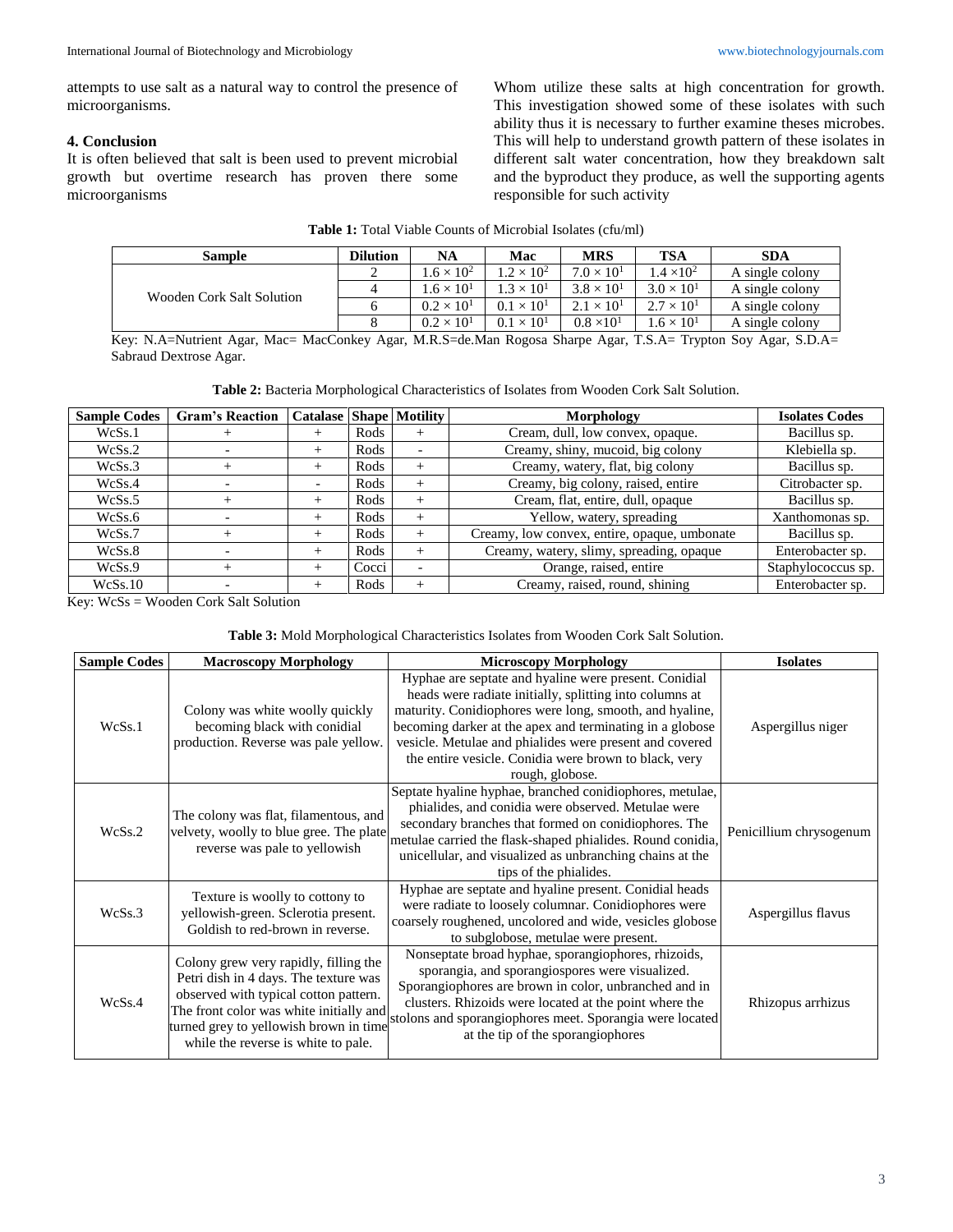attempts to use salt as a natural way to control the presence of microorganisms.

## 4. Conclusion

It is often believed that salt is been used to prevent microbial growth but overtime research has proven there some microorganisms Whom utilize these salts at high concentration for growth. This investigation showed some of these isolates with such ability thus it is necessary to further examine theses microbes. This will help to understand growth pattern of these isolates in different salt water concentration, how they breakdown salt and the byproduct they produce, as well the supporting agents responsible for such activity

**Table 1:** Total Viable Counts of Microbial Isolates (cfu/ml)

| Sample | Dilution | NA | Mac | MRS | TSA | SDA |
|---|---|---|---|---|---|---|
| Wooden Cork Salt Solution | 2 | $1.6 \times 10^2$ | $1.2 \times 10^2$ | $7.0 \times 10^1$ | $1.4 \times 10^2$ | A single colony |
| | 4 | $1.6 \times 10^1$ | $1.3 \times 10^1$ | $3.8 \times 10^1$ | $3.0 \times 10^1$ | A single colony |
| | 6 | $0.2 \times 10^1$ | $0.1 \times 10^1$ | $2.1 \times 10^1$ | $2.7 \times 10^1$ | A single colony |
| | 8 | $0.2 \times 10^1$ | $0.1 \times 10^1$ | $0.8 \times 10^1$ | $1.6 \times 10^1$ | A single colony |

Key: N.A=Nutrient Agar, Mac= MacConkey Agar, M.R.S=de.Man Rogosa Sharpe Agar, T.S.A= Trypton Soy Agar, S.D.A= Sabraud Dextrose Agar.

**Table 2:** Bacteria Morphological Characteristics of Isolates from Wooden Cork Salt Solution.

| Sample Codes | Gram's Reaction | Catalase | Shape | Motility | Morphology | Isolates Codes |
|---|---|---|---|---|---|---|
| WcSs.1 | + | + | Rods | + | Cream, dull, low convex, opaque. | Bacillus sp. |
| WcSs.2 | - | + | Rods | - | Creamy, shiny, mucoid, big colony | Klebiella sp. |
| WcSs.3 | + | + | Rods | + | Creamy, watery, flat, big colony | Bacillus sp. |
| WcSs.4 | - | - | Rods | + | Creamy, big colony, raised, entire | Citrobacter sp. |
| WcSs.5 | + | + | Rods | + | Cream, flat, entire, dull, opaque | Bacillus sp. |
| WcSs.6 | - | + | Rods | + | Yellow, watery, spreading | Xanthomonas sp. |
| WcSs.7 | + | + | Rods | + | Creamy, low convex, entire, opaque, umbonate | Bacillus sp. |
| WcSs.8 | - | + | Rods | + | Creamy, watery, slimy, spreading, opaque | Enterobacter sp. |
| WcSs.9 | + | + | Cocci | - | Orange, raised, entire | Staphylococcus sp. |
| WcSs.10 | - | + | Rods | + | Creamy, raised, round, shining | Enterobacter sp. |

Key: WcSs = Wooden Cork Salt Solution

**Table 3:** Mold Morphological Characteristics Isolates from Wooden Cork Salt Solution.

| Sample Codes | Macroscopy Morphology | Microscopy Morphology | Isolates |
|---|---|---|---|
| WcSs.1 | Colony was white woolly quickly becoming black with conidial production. Reverse was pale yellow. | Hyphae are septate and hyaline were present. Conidial heads were radiate initially, splitting into columns at maturity. Conidiophores were long, smooth, and hyaline, becoming darker at the apex and terminating in a globose vesicle. Metulae and phialides were present and covered the entire vesicle. Conidia were brown to black, very rough, globose. | Aspergillus niger |
| WcSs.2 | The colony was flat, filamentous, and velvety, woolly to blue gree. The plate reverse was pale to yellowish | Septate hyaline hyphae, branched conidiophores, metulae, phialides, and conidia were observed. Metulae were secondary branches that formed on conidiophores. The metulae carried the flask-shaped phialides. Round conidia, unicellular, and visualized as unbranching chains at the tips of the phialides. | Penicillium chrysogenum |
| WcSs.3 | Texture is woolly to cottony to yellowish-green. Sclerotia present. Goldish to red-brown in reverse. | Hyphae are septate and hyaline present. Conidial heads were radiate to loosely columnar. Conidiophores were coarsely roughened, uncolored and wide, vesicles globose to subglobose, metulae were present. | Aspergillus flavus |
| WcSs.4 | Colony grew very rapidly, filling the Petri dish in 4 days. The texture was observed with typical cotton pattern. The front color was white initially and turned grey to yellowish brown in time while the reverse is white to pale. | Nonseptate broad hyphae, sporangiophores, rhizoids, sporangia, and sporangiospores were visualized. Sporangiophores are brown in color, unbranched and in clusters. Rhizoids were located at the point where the stolons and sporangiophores meet. Sporangia were located at the tip of the sporangiophores | Rhizopus arrhizus |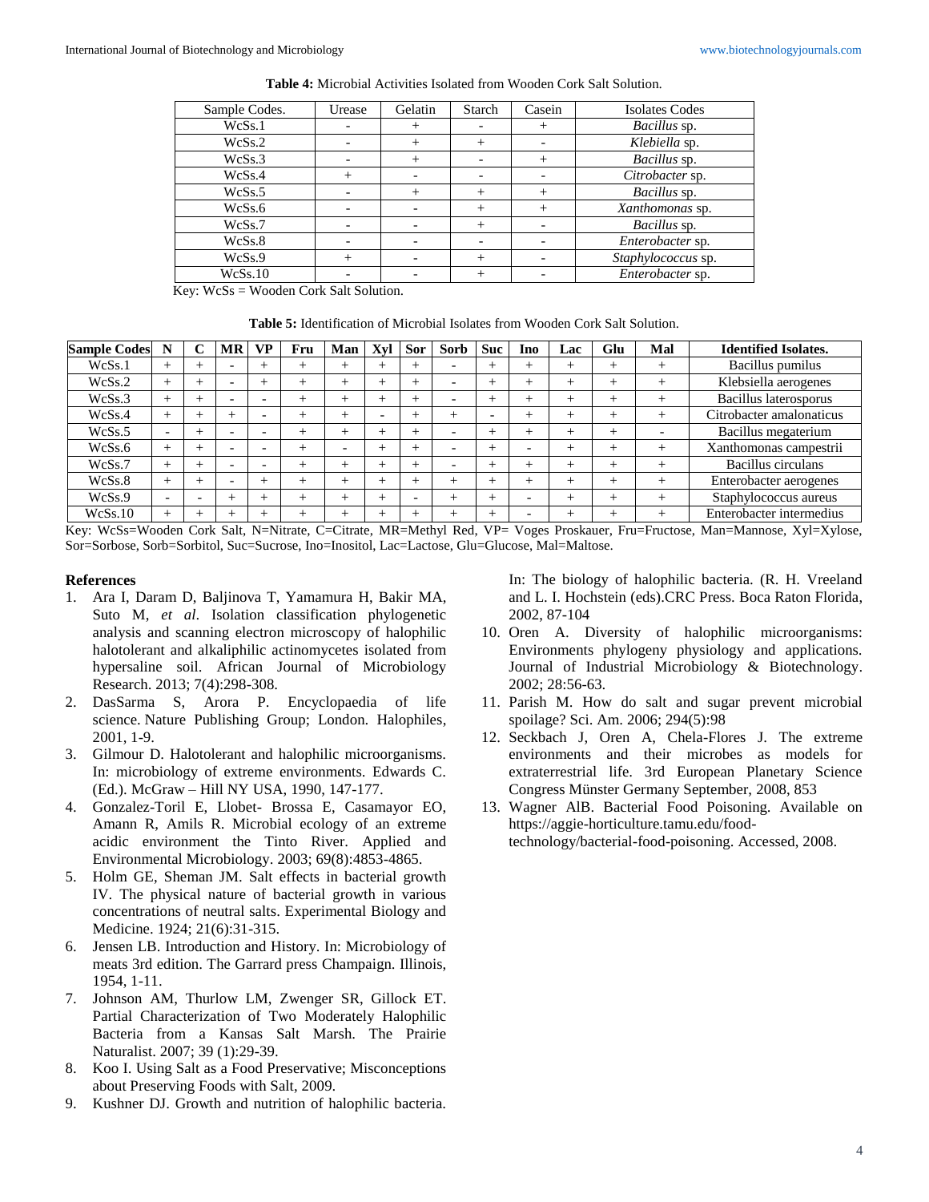**Table 4:** Microbial Activities Isolated from Wooden Cork Salt Solution.

| Sample Codes. | Urease | Gelatin | Starch | Casein | Isolates Codes |
|---|---|---|---|---|---|
| WcSs.1 | - | + | - | + | *Bacillus* sp. |
| WcSs.2 | - | + | + | - | *Klebiella* sp. |
| WcSs.3 | - | + | - | + | *Bacillus* sp. |
| WcSs.4 | + | - | - | - | *Citrobacter* sp. |
| WcSs.5 | - | + | + | + | *Bacillus* sp. |
| WcSs.6 | - | - | + | + | *Xanthomonas* sp. |
| WcSs.7 | - | - | + | - | *Bacillus* sp. |
| WcSs.8 | - | - | - | - | *Enterobacter* sp. |
| WcSs.9 | + | - | + | - | *Staphylococcus* sp. |
| WcSs.10 | - | - | + | - | *Enterobacter* sp. |

Key: WcSs = Wooden Cork Salt Solution.

**Table 5:** Identification of Microbial Isolates from Wooden Cork Salt Solution.

| Sample Codes | N | C | MR | VP | Fru | Man | Xyl | Sor | Sorb | Suc | Ino | Lac | Glu | Mal | Identified Isolates. |
|---|---|---|---|---|---|---|---|---|---|---|---|---|---|---|---|
| WcSs.1 | + | + | - | + | + | + | + | + | - | + | + | + | + | + | Bacillus pumilus |
| WcSs.2 | + | + | - | + | + | + | + | + | - | + | + | + | + | + | Klebsiella aerogenes |
| WcSs.3 | + | + | - | - | + | + | + | + | - | + | + | + | + | + | Bacillus laterosporus |
| WcSs.4 | + | + | + | - | + | + | - | + | + | - | + | + | + | + | Citrobacter amalonaticus |
| WcSs.5 | - | + | - | - | + | + | + | + | - | + | + | + | + | - | Bacillus megaterium |
| WcSs.6 | + | + | - | - | + | - | + | + | - | + | - | + | + | + | Xanthomonas campestrii |
| WcSs.7 | + | + | - | - | + | + | + | + | - | + | + | + | + | + | Bacillus circulans |
| WcSs.8 | + | + | - | + | + | + | + | + | + | + | + | + | + | + | Enterobacter aerogenes |
| WcSs.9 | - | - | + | + | + | + | + | - | + | + | - | + | + | + | Staphylococcus aureus |
| WcSs.10 | + | + | + | + | + | + | + | + | + | + | - | + | + | + | Enterobacter intermedius |

Key: WcSs=Wooden Cork Salt, N=Nitrate, C=Citrate, MR=Methyl Red, VP= Voges Proskauer, Fru=Fructose, Man=Mannose, Xyl=Xylose, Sor=Sorbose, Sorb=Sorbitol, Suc=Sucrose, Ino=Inositol, Lac=Lactose, Glu=Glucose, Mal=Maltose.

## References

1. Ara I, Daram D, Baljinova T, Yamamura H, Bakir MA, Suto M, *et al*. Isolation classification phylogenetic analysis and scanning electron microscopy of halophilic halotolerant and alkaliphilic actinomycetes isolated from hypersaline soil. African Journal of Microbiology Research. 2013; 7(4):298-308.
2. DasSarma S, Arora P. Encyclopaedia of life science. Nature Publishing Group; London. Halophiles, 2001, 1-9.
3. Gilmour D. Halotolerant and halophilic microorganisms. In: microbiology of extreme environments. Edwards C. (Ed.). McGraw – Hill NY USA, 1990, 147-177.
4. Gonzalez-Toril E, Llobet- Brossa E, Casamayor EO, Amann R, Amils R. Microbial ecology of an extreme acidic environment the Tinto River. Applied and Environmental Microbiology. 2003; 69(8):4853-4865.
5. Holm GE, Sheman JM. Salt effects in bacterial growth IV. The physical nature of bacterial growth in various concentrations of neutral salts. Experimental Biology and Medicine. 1924; 21(6):31-315.
6. Jensen LB. Introduction and History. In: Microbiology of meats 3rd edition. The Garrard press Champaign. Illinois, 1954, 1-11.
7. Johnson AM, Thurlow LM, Zwenger SR, Gillock ET. Partial Characterization of Two Moderately Halophilic Bacteria from a Kansas Salt Marsh. The Prairie Naturalist. 2007; 39 (1):29-39.
8. Koo I. Using Salt as a Food Preservative; Misconceptions about Preserving Foods with Salt, 2009.
9. Kushner DJ. Growth and nutrition of halophilic bacteria. In: The biology of halophilic bacteria. (R. H. Vreeland and L. I. Hochstein (eds).CRC Press. Boca Raton Florida, 2002, 87-104
10. Oren A. Diversity of halophilic microorganisms: Environments phylogeny physiology and applications. Journal of Industrial Microbiology & Biotechnology. 2002; 28:56-63.
11. Parish M. How do salt and sugar prevent microbial spoilage? Sci. Am. 2006; 294(5):98
12. Seckbach J, Oren A, Chela-Flores J. The extreme environments and their microbes as models for extraterrestrial life. 3rd European Planetary Science Congress Münster Germany September, 2008, 853
13. Wagner AlB. Bacterial Food Poisoning. Available on https://aggie-horticulture.tamu.edu/food-technology/bacterial-food-poisoning. Accessed, 2008.